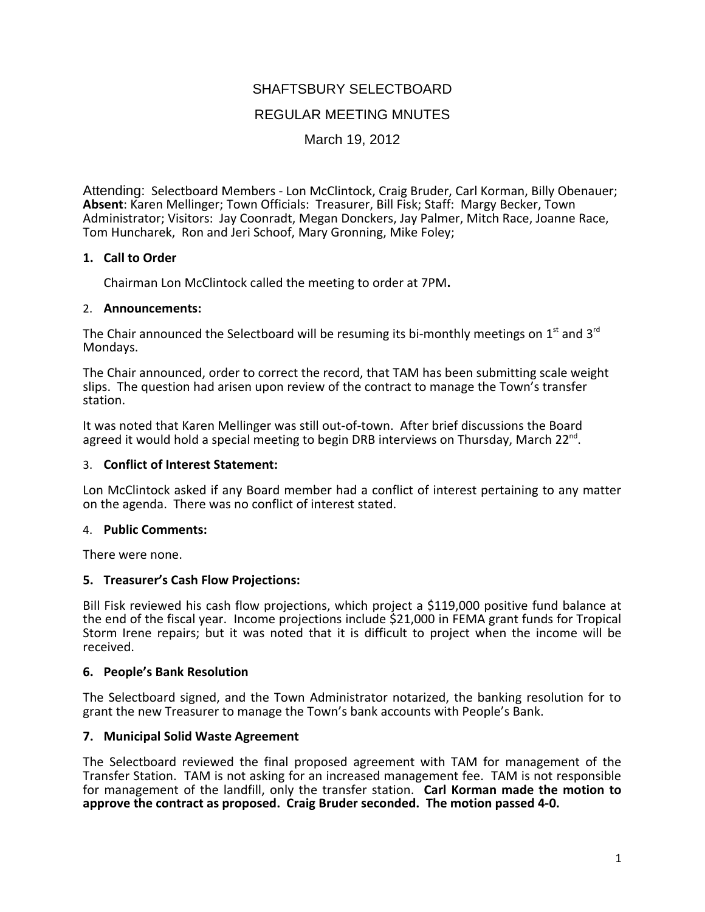# SHAFTSBURY SELECTBOARD

## REGULAR MEETING MNUTES

## March 19, 2012

Attending: Selectboard Members - Lon McClintock, Craig Bruder, Carl Korman, Billy Obenauer; **Absent**: Karen Mellinger; Town Officials: Treasurer, Bill Fisk; Staff: Margy Becker, Town Administrator; Visitors: Jay Coonradt, Megan Donckers, Jay Palmer, Mitch Race, Joanne Race, Tom Huncharek, Ron and Jeri Schoof, Mary Gronning, Mike Foley;

### 1. Call to Order

Chairman Lon McClintock called the meeting to order at 7PM**.**

### 2. Announcements:

The Chair announced the Selectboard will be resuming its bi-monthly meetings on 1st and 3rd Mondays.

The Chair announced, order to correct the record, that TAM has been submitting scale weight slips. The question had arisen upon review of the contract to manage the Town's transfer station.

It was noted that Karen Mellinger was still out-of-town. After brief discussions the Board agreed it would hold a special meeting to begin DRB interviews on Thursday, March 22nd.

### 3. Conflict of Interest Statement:

Lon McClintock asked if any Board member had a conflict of interest pertaining to any matter on the agenda. There was no conflict of interest stated.

### 4. Public Comments:

There were none.

### 5. Treasurer's Cash Flow Projections:

Bill Fisk reviewed his cash flow projections, which project a $119,000 positive fund balance at the end of the fiscal year. Income projections include $21,000 in FEMA grant funds for Tropical Storm Irene repairs; but it was noted that it is difficult to project when the income will be received.

### 6. People's Bank Resolution

The Selectboard signed, and the Town Administrator notarized, the banking resolution for to grant the new Treasurer to manage the Town's bank accounts with People's Bank.

### 7. Municipal Solid Waste Agreement

The Selectboard reviewed the final proposed agreement with TAM for management of the Transfer Station. TAM is not asking for an increased management fee. TAM is not responsible for management of the landfill, only the transfer station. **Carl Korman made the motion to approve the contract as proposed. Craig Bruder seconded. The motion passed 4-0.**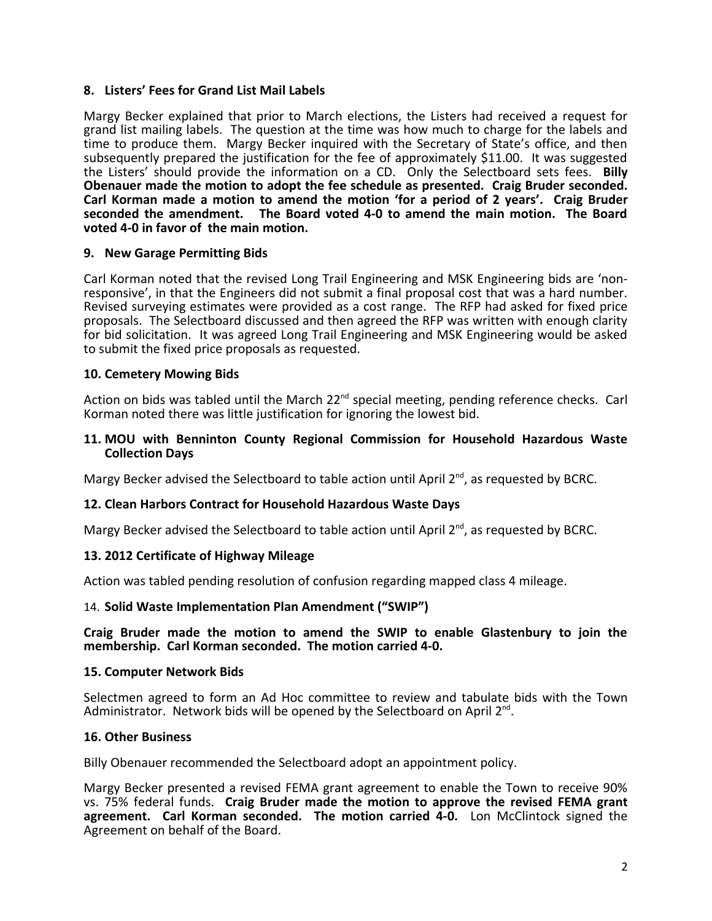### 8. Listers' Fees for Grand List Mail Labels

Margy Becker explained that prior to March elections, the Listers had received a request for grand list mailing labels. The question at the time was how much to charge for the labels and time to produce them. Margy Becker inquired with the Secretary of State's office, and then subsequently prepared the justification for the fee of approximately $11.00. It was suggested the Listers' should provide the information on a CD. Only the Selectboard sets fees. **Billy Obenauer made the motion to adopt the fee schedule as presented. Craig Bruder seconded. Carl Korman made a motion to amend the motion 'for a period of 2 years'. Craig Bruder seconded the amendment. The Board voted 4-0 to amend the main motion. The Board voted 4-0 in favor of the main motion.**

### 9. New Garage Permitting Bids

Carl Korman noted that the revised Long Trail Engineering and MSK Engineering bids are 'non-responsive', in that the Engineers did not submit a final proposal cost that was a hard number. Revised surveying estimates were provided as a cost range. The RFP had asked for fixed price proposals. The Selectboard discussed and then agreed the RFP was written with enough clarity for bid solicitation. It was agreed Long Trail Engineering and MSK Engineering would be asked to submit the fixed price proposals as requested.

### 10. Cemetery Mowing Bids

Action on bids was tabled until the March 22nd special meeting, pending reference checks. Carl Korman noted there was little justification for ignoring the lowest bid.

### 11. MOU with Benninton County Regional Commission for Household Hazardous Waste Collection Days

Margy Becker advised the Selectboard to table action until April 2nd, as requested by BCRC.

### 12. Clean Harbors Contract for Household Hazardous Waste Days

Margy Becker advised the Selectboard to table action until April 2nd, as requested by BCRC.

### 13. 2012 Certificate of Highway Mileage

Action was tabled pending resolution of confusion regarding mapped class 4 mileage.

### 14. Solid Waste Implementation Plan Amendment ("SWIP")

**Craig Bruder made the motion to amend the SWIP to enable Glastenbury to join the membership. Carl Korman seconded. The motion carried 4-0.**

### 15. Computer Network Bids

Selectmen agreed to form an Ad Hoc committee to review and tabulate bids with the Town Administrator. Network bids will be opened by the Selectboard on April 2nd.

### 16. Other Business

Billy Obenauer recommended the Selectboard adopt an appointment policy.

Margy Becker presented a revised FEMA grant agreement to enable the Town to receive 90% vs. 75% federal funds. **Craig Bruder made the motion to approve the revised FEMA grant agreement. Carl Korman seconded. The motion carried 4-0.** Lon McClintock signed the Agreement on behalf of the Board.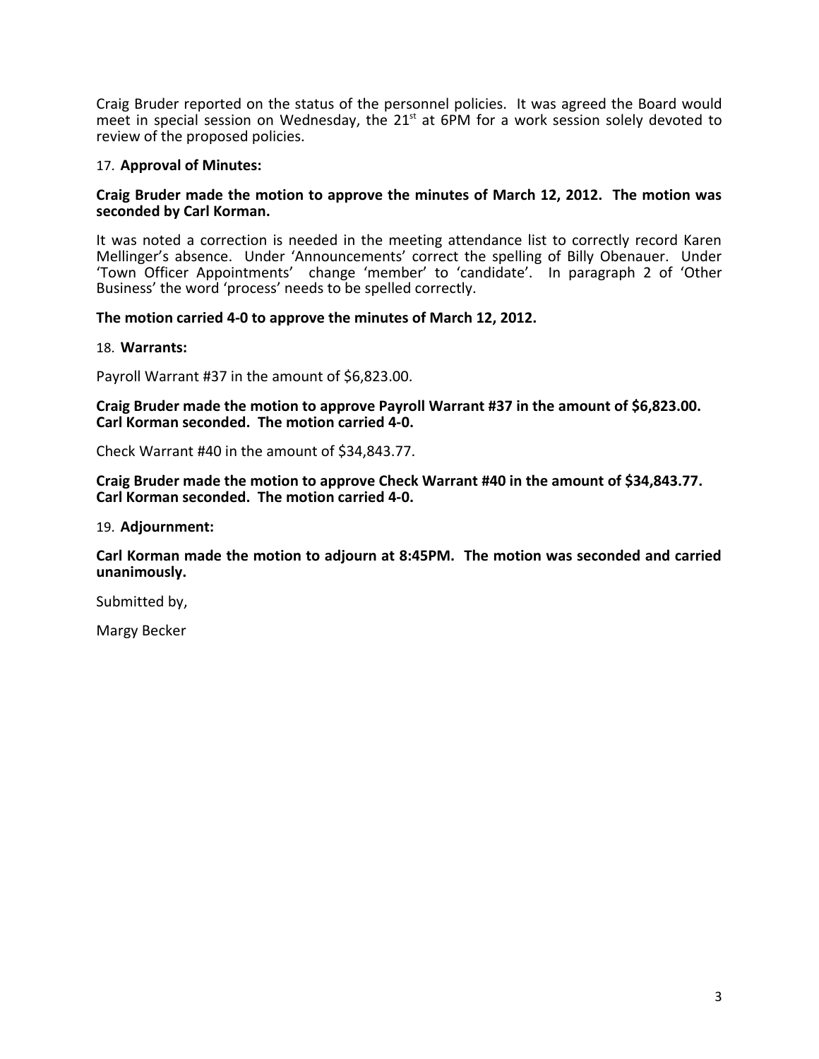Craig Bruder reported on the status of the personnel policies. It was agreed the Board would meet in special session on Wednesday, the 21st at 6PM for a work session solely devoted to review of the proposed policies.

17. **Approval of Minutes:**

**Craig Bruder made the motion to approve the minutes of March 12, 2012. The motion was seconded by Carl Korman.**

It was noted a correction is needed in the meeting attendance list to correctly record Karen Mellinger's absence. Under 'Announcements' correct the spelling of Billy Obenauer. Under 'Town Officer Appointments' change 'member' to 'candidate'. In paragraph 2 of 'Other Business' the word 'process' needs to be spelled correctly.

**The motion carried 4-0 to approve the minutes of March 12, 2012.**

18. **Warrants:**

Payroll Warrant #37 in the amount of $6,823.00.

**Craig Bruder made the motion to approve Payroll Warrant #37 in the amount of $6,823.00. Carl Korman seconded. The motion carried 4-0.**

Check Warrant #40 in the amount of $34,843.77.

**Craig Bruder made the motion to approve Check Warrant #40 in the amount of $34,843.77. Carl Korman seconded. The motion carried 4-0.**

19. **Adjournment:**

**Carl Korman made the motion to adjourn at 8:45PM. The motion was seconded and carried unanimously.**

Submitted by,

Margy Becker